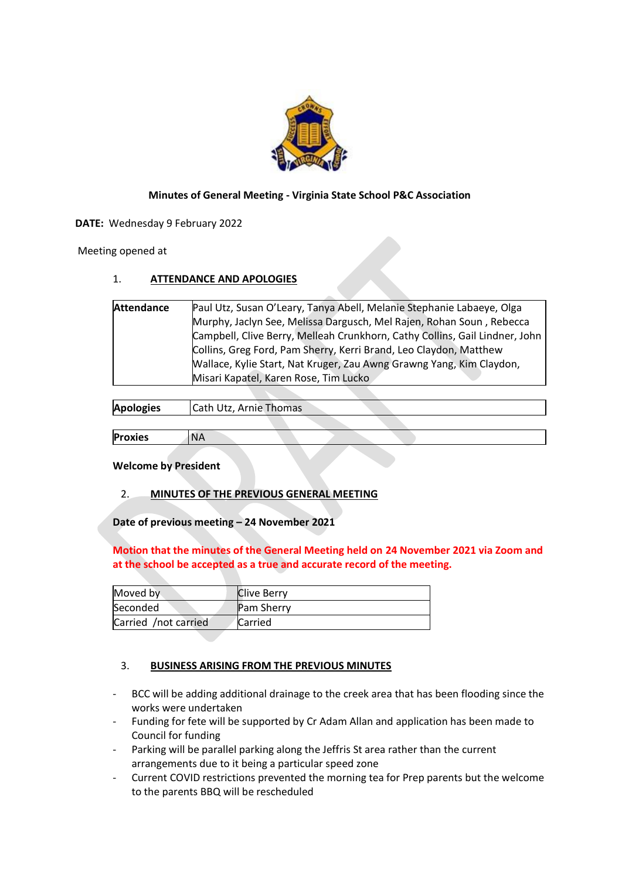**Minutes of General Meeting - Virginia State School P&C Association**

**DATE:** Wednesday 9 February 2022

Meeting opened at

## 1. ATTENDANCE AND APOLOGIES

| | |
|---|---|
| **Attendance** | Paul Utz, Susan O'Leary, Tanya Abell, Melanie Stephanie Labaeye, Olga Murphy, Jaclyn See, Melissa Dargusch, Mel Rajen, Rohan Soun , Rebecca Campbell, Clive Berry, Melleah Crunkhorn, Cathy Collins, Gail Lindner, John Collins, Greg Ford, Pam Sherry, Kerri Brand, Leo Claydon, Matthew Wallace, Kylie Start, Nat Kruger, Zau Awng Grawng Yang, Kim Claydon, Misari Kapatel, Karen Rose, Tim Lucko |

| | |
|---|---|
| **Apologies** | Cath Utz, Arnie Thomas |

| | |
|---|---|
| **Proxies** | NA |

**Welcome by President**

## 2. MINUTES OF THE PREVIOUS GENERAL MEETING

**Date of previous meeting – 24 November 2021**

**Motion that the minutes of the General Meeting held on 24 November 2021 via Zoom and at the school be accepted as a true and accurate record of the meeting.**

| | |
|---|---|
| Moved by | Clive Berry |
| Seconded | Pam Sherry |
| Carried /not carried | Carried |

## 3. BUSINESS ARISING FROM THE PREVIOUS MINUTES

- BCC will be adding additional drainage to the creek area that has been flooding since the works were undertaken
- Funding for fete will be supported by Cr Adam Allan and application has been made to Council for funding
- Parking will be parallel parking along the Jeffris St area rather than the current arrangements due to it being a particular speed zone
- Current COVID restrictions prevented the morning tea for Prep parents but the welcome to the parents BBQ will be rescheduled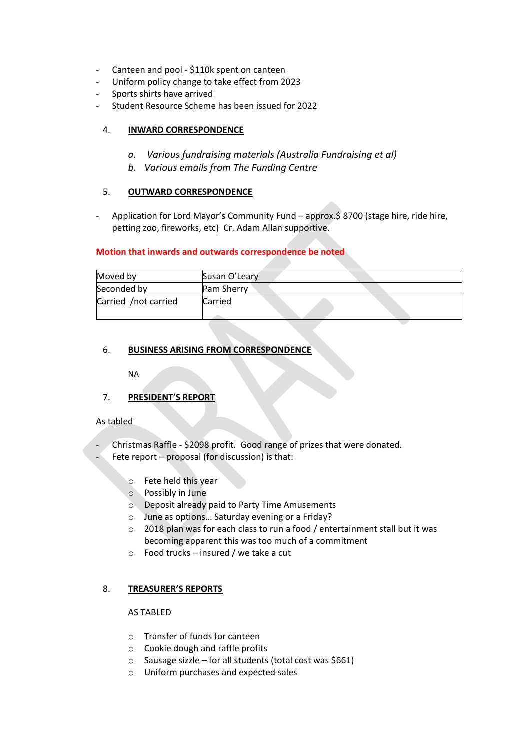- Canteen and pool - $110k spent on canteen
- Uniform policy change to take effect from 2023
- Sports shirts have arrived
- Student Resource Scheme has been issued for 2022

## 4. INWARD CORRESPONDENCE

*a. Various fundraising materials (Australia Fundraising et al)*
*b. Various emails from The Funding Centre*

## 5. OUTWARD CORRESPONDENCE

- Application for Lord Mayor's Community Fund – approx.$ 8700 (stage hire, ride hire, petting zoo, fireworks, etc) Cr. Adam Allan supportive.

**Motion that inwards and outwards correspondence be noted**

| Moved by | Susan O'Leary |
|---|---|
| Seconded by | Pam Sherry |
| Carried /not carried | Carried |

## 6. BUSINESS ARISING FROM CORRESPONDENCE

NA

## 7. PRESIDENT'S REPORT

As tabled

- Christmas Raffle - $2098 profit. Good range of prizes that were donated.
- Fete report – proposal (for discussion) is that:
  - Fete held this year
  - Possibly in June
  - Deposit already paid to Party Time Amusements
  - June as options… Saturday evening or a Friday?
  - 2018 plan was for each class to run a food / entertainment stall but it was becoming apparent this was too much of a commitment
  - Food trucks – insured / we take a cut

## 8. TREASURER'S REPORTS

AS TABLED

- Transfer of funds for canteen
- Cookie dough and raffle profits
- Sausage sizzle – for all students (total cost was $661)
- Uniform purchases and expected sales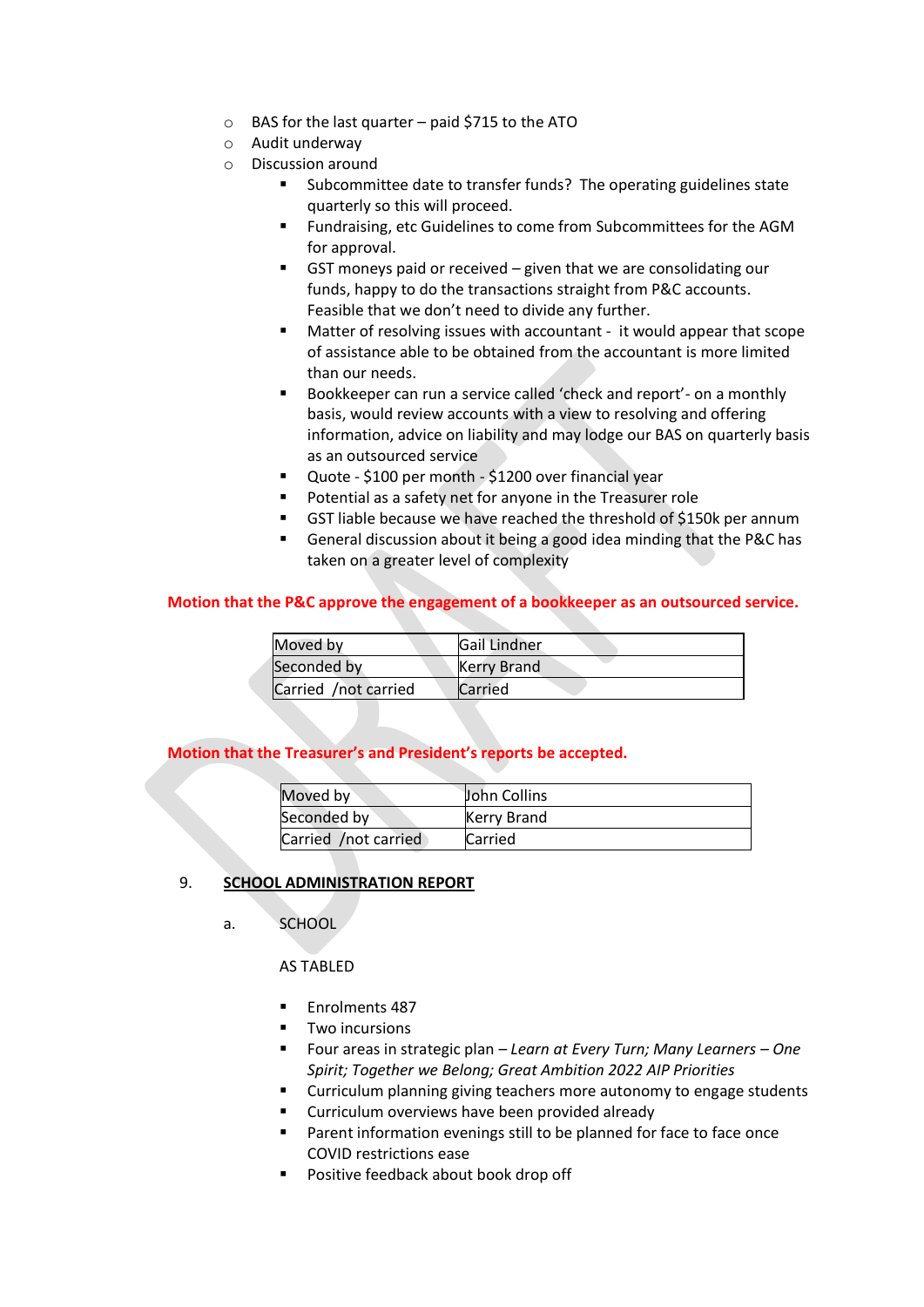- BAS for the last quarter – paid $715 to the ATO
- Audit underway
- Discussion around
  - Subcommittee date to transfer funds? The operating guidelines state quarterly so this will proceed.
  - Fundraising, etc Guidelines to come from Subcommittees for the AGM for approval.
  - GST moneys paid or received – given that we are consolidating our funds, happy to do the transactions straight from P&C accounts. Feasible that we don't need to divide any further.
  - Matter of resolving issues with accountant - it would appear that scope of assistance able to be obtained from the accountant is more limited than our needs.
  - Bookkeeper can run a service called 'check and report'- on a monthly basis, would review accounts with a view to resolving and offering information, advice on liability and may lodge our BAS on quarterly basis as an outsourced service
  - Quote - $100 per month - $1200 over financial year
  - Potential as a safety net for anyone in the Treasurer role
  - GST liable because we have reached the threshold of $150k per annum
  - General discussion about it being a good idea minding that the P&C has taken on a greater level of complexity

**Motion that the P&C approve the engagement of a bookkeeper as an outsourced service.**

| Moved by | Gail Lindner |
|---|---|
| Seconded by | Kerry Brand |
| Carried /not carried | Carried |

**Motion that the Treasurer's and President's reports be accepted.**

| Moved by | John Collins |
|---|---|
| Seconded by | Kerry Brand |
| Carried /not carried | Carried |

## 9. SCHOOL ADMINISTRATION REPORT

a. SCHOOL

AS TABLED

- Enrolments 487
- Two incursions
- Four areas in strategic plan – *Learn at Every Turn; Many Learners – One Spirit; Together we Belong; Great Ambition 2022 AIP Priorities*
- Curriculum planning giving teachers more autonomy to engage students
- Curriculum overviews have been provided already
- Parent information evenings still to be planned for face to face once COVID restrictions ease
- Positive feedback about book drop off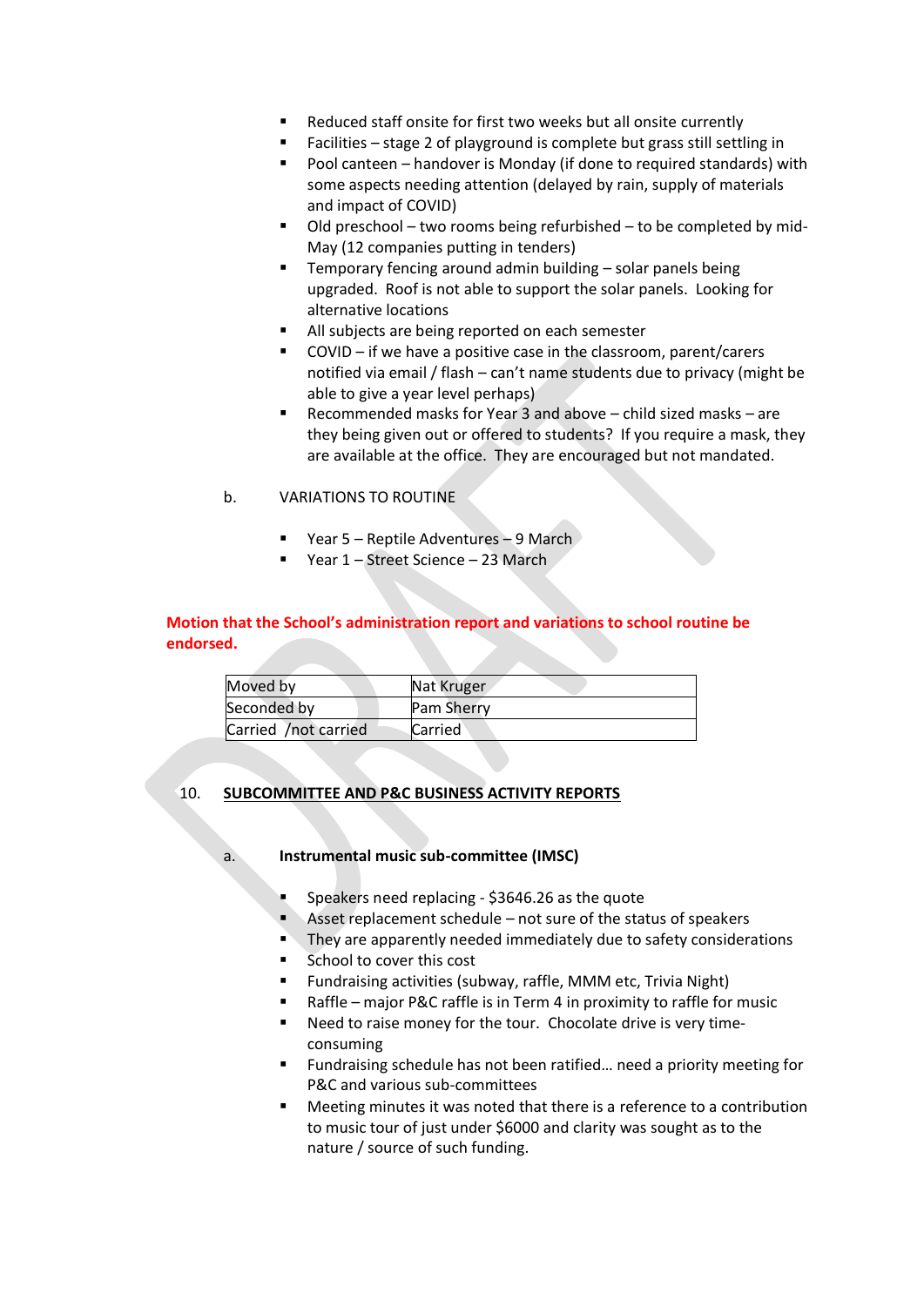- Reduced staff onsite for first two weeks but all onsite currently
- Facilities – stage 2 of playground is complete but grass still settling in
- Pool canteen – handover is Monday (if done to required standards) with some aspects needing attention (delayed by rain, supply of materials and impact of COVID)
- Old preschool – two rooms being refurbished – to be completed by mid-May (12 companies putting in tenders)
- Temporary fencing around admin building – solar panels being upgraded. Roof is not able to support the solar panels. Looking for alternative locations
- All subjects are being reported on each semester
- COVID – if we have a positive case in the classroom, parent/carers notified via email / flash – can't name students due to privacy (might be able to give a year level perhaps)
- Recommended masks for Year 3 and above – child sized masks – are they being given out or offered to students? If you require a mask, they are available at the office. They are encouraged but not mandated.

b. VARIATIONS TO ROUTINE

- Year 5 – Reptile Adventures – 9 March
- Year 1 – Street Science – 23 March

**Motion that the School's administration report and variations to school routine be endorsed.**

| Moved by | Nat Kruger |
|---|---|
| Seconded by | Pam Sherry |
| Carried /not carried | Carried |

## 10. SUBCOMMITTEE AND P&C BUSINESS ACTIVITY REPORTS

a. **Instrumental music sub-committee (IMSC)**

- Speakers need replacing - $3646.26 as the quote
- Asset replacement schedule – not sure of the status of speakers
- They are apparently needed immediately due to safety considerations
- School to cover this cost
- Fundraising activities (subway, raffle, MMM etc, Trivia Night)
- Raffle – major P&C raffle is in Term 4 in proximity to raffle for music
- Need to raise money for the tour. Chocolate drive is very time-consuming
- Fundraising schedule has not been ratified… need a priority meeting for P&C and various sub-committees
- Meeting minutes it was noted that there is a reference to a contribution to music tour of just under $6000 and clarity was sought as to the nature / source of such funding.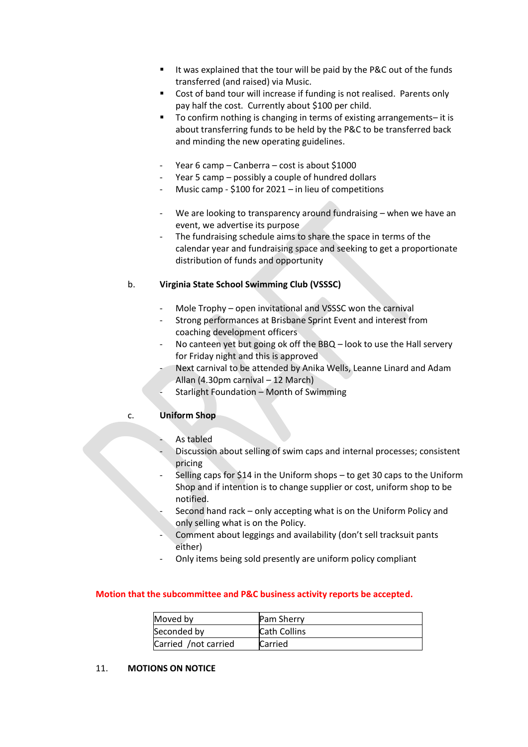- It was explained that the tour will be paid by the P&C out of the funds transferred (and raised) via Music.
- Cost of band tour will increase if funding is not realised. Parents only pay half the cost. Currently about $100 per child.
- To confirm nothing is changing in terms of existing arrangements– it is about transferring funds to be held by the P&C to be transferred back and minding the new operating guidelines.

- Year 6 camp – Canberra – cost is about $1000
- Year 5 camp – possibly a couple of hundred dollars
- Music camp - $100 for 2021 – in lieu of competitions

- We are looking to transparency around fundraising – when we have an event, we advertise its purpose
- The fundraising schedule aims to share the space in terms of the calendar year and fundraising space and seeking to get a proportionate distribution of funds and opportunity

b. **Virginia State School Swimming Club (VSSSC)**

- Mole Trophy – open invitational and VSSSC won the carnival
- Strong performances at Brisbane Sprint Event and interest from coaching development officers
- No canteen yet but going ok off the BBQ – look to use the Hall servery for Friday night and this is approved
- Next carnival to be attended by Anika Wells, Leanne Linard and Adam Allan (4.30pm carnival – 12 March)
- Starlight Foundation – Month of Swimming

c. **Uniform Shop**

- As tabled
- Discussion about selling of swim caps and internal processes; consistent pricing
- Selling caps for $14 in the Uniform shops – to get 30 caps to the Uniform Shop and if intention is to change supplier or cost, uniform shop to be notified.
- Second hand rack – only accepting what is on the Uniform Policy and only selling what is on the Policy.
- Comment about leggings and availability (don't sell tracksuit pants either)
- Only items being sold presently are uniform policy compliant

**Motion that the subcommittee and P&C business activity reports be accepted.**

| Moved by | Pam Sherry |
|---|---|
| Seconded by | Cath Collins |
| Carried /not carried | Carried |

11. **MOTIONS ON NOTICE**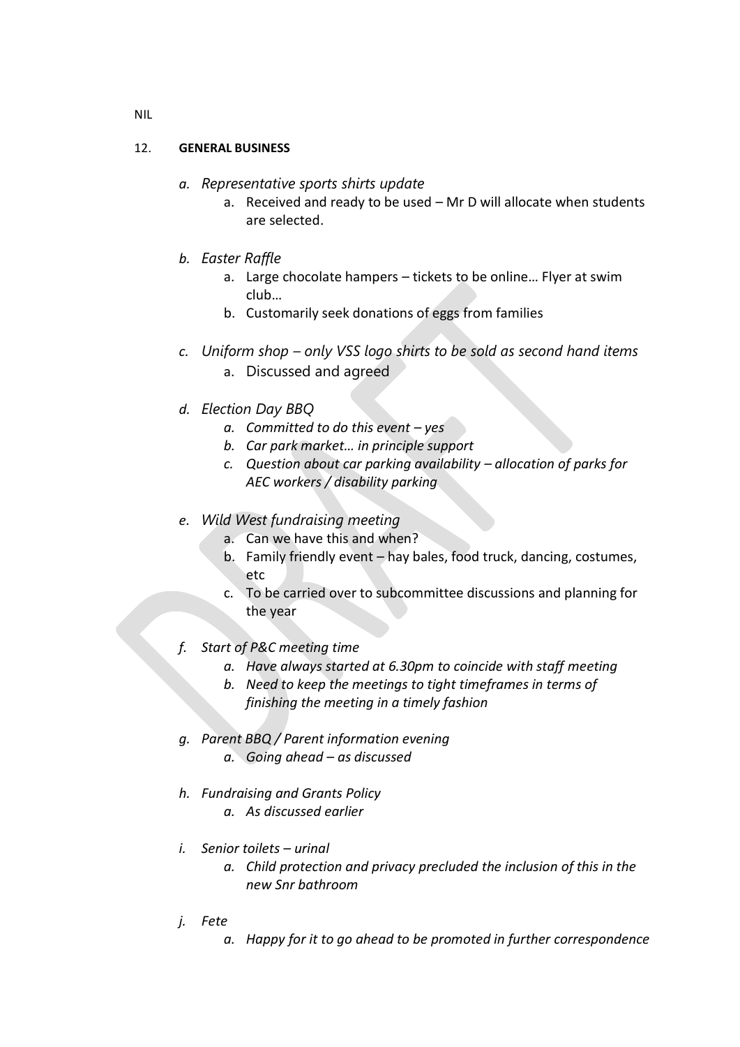NIL

12. **GENERAL BUSINESS**

- *a. Representative sports shirts update*
  - a. Received and ready to be used – Mr D will allocate when students are selected.

- *b. Easter Raffle*
  - a. Large chocolate hampers – tickets to be online… Flyer at swim club…
  - b. Customarily seek donations of eggs from families

- *c. Uniform shop – only VSS logo shirts to be sold as second hand items*
  - a. Discussed and agreed

- *d. Election Day BBQ*
  - *a. Committed to do this event – yes*
  - *b. Car park market… in principle support*
  - *c. Question about car parking availability – allocation of parks for AEC workers / disability parking*

- *e. Wild West fundraising meeting*
  - a. Can we have this and when?
  - b. Family friendly event – hay bales, food truck, dancing, costumes, etc
  - c. To be carried over to subcommittee discussions and planning for the year

- *f. Start of P&C meeting time*
  - *a. Have always started at 6.30pm to coincide with staff meeting*
  - *b. Need to keep the meetings to tight timeframes in terms of finishing the meeting in a timely fashion*

- *g. Parent BBQ / Parent information evening*
  - *a. Going ahead – as discussed*

- *h. Fundraising and Grants Policy*
  - *a. As discussed earlier*

- *i. Senior toilets – urinal*
  - *a. Child protection and privacy precluded the inclusion of this in the new Snr bathroom*

- *j. Fete*
  - *a. Happy for it to go ahead to be promoted in further correspondence*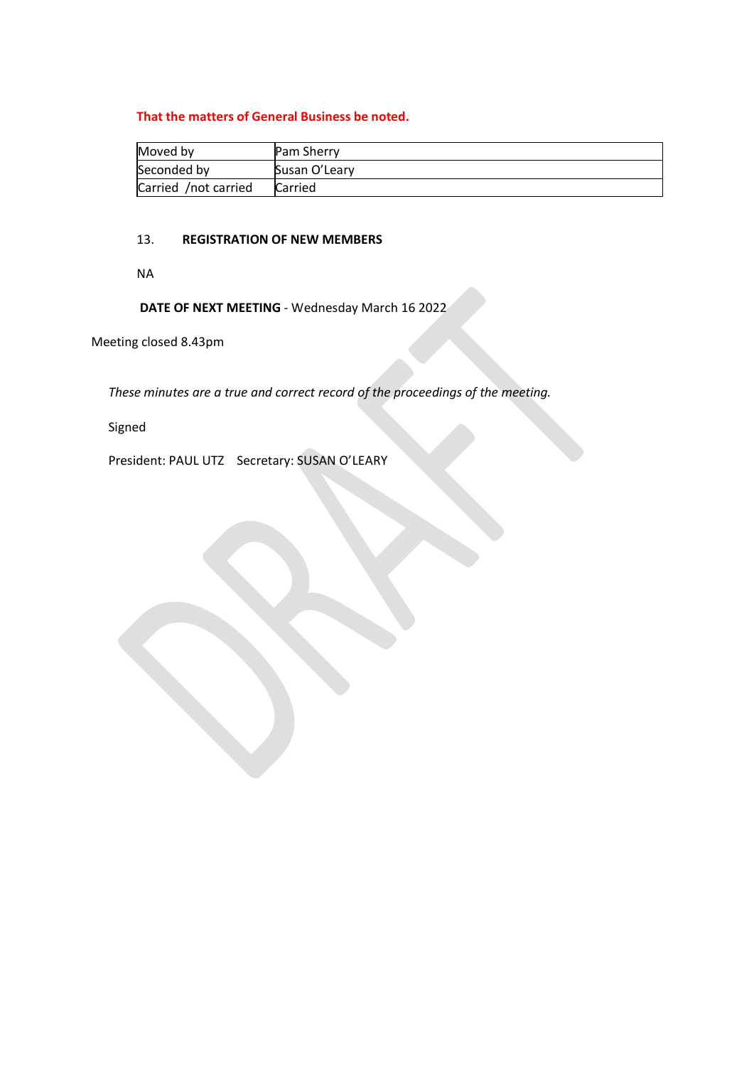**That the matters of General Business be noted.**

| | |
|---|---|
| Moved by | Pam Sherry |
| Seconded by | Susan O'Leary |
| Carried /not carried | Carried |

13. **REGISTRATION OF NEW MEMBERS**

NA

**DATE OF NEXT MEETING** - Wednesday March 16 2022

Meeting closed 8.43pm

*These minutes are a true and correct record of the proceedings of the meeting.*

Signed

President: PAUL UTZ Secretary: SUSAN O'LEARY

DRAFT